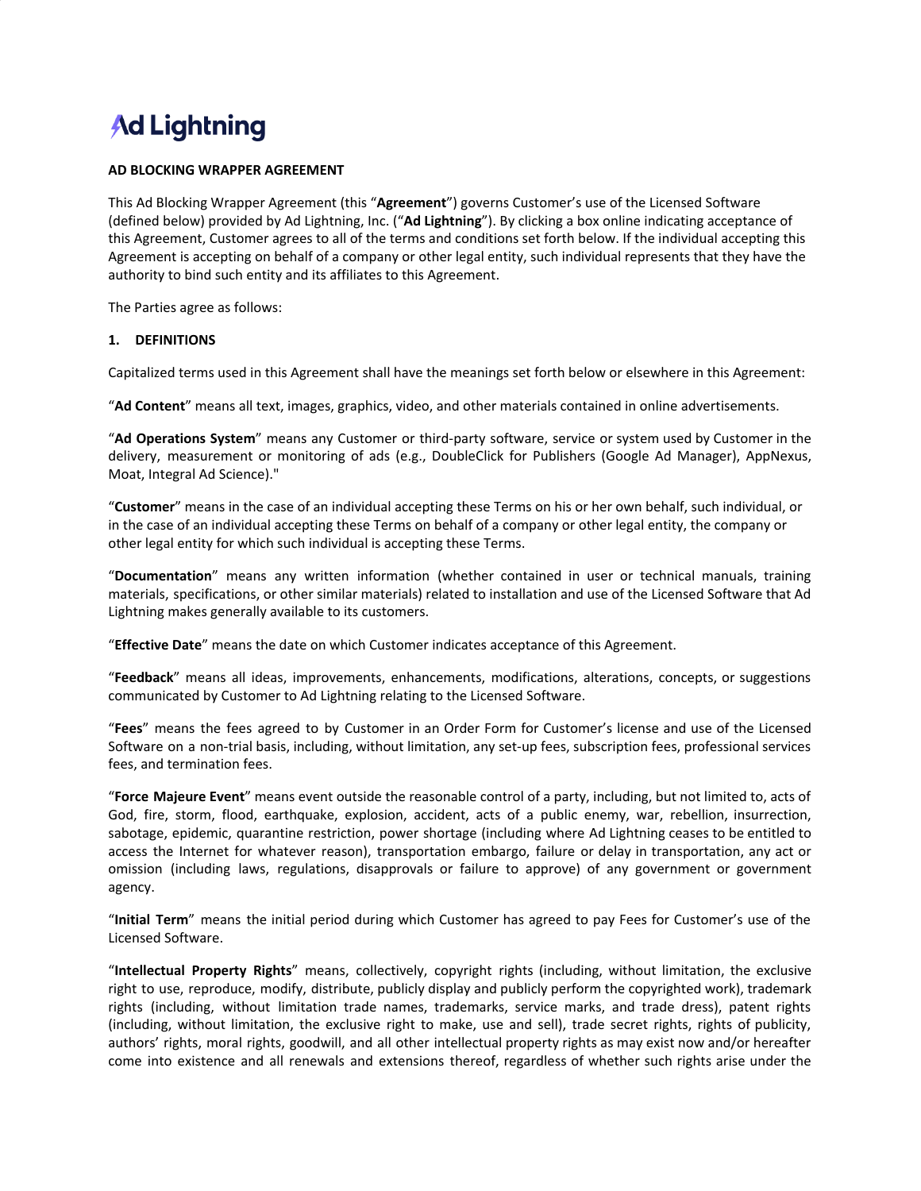Ad Lightning

**AD BLOCKING WRAPPER AGREEMENT**

This Ad Blocking Wrapper Agreement (this "**Agreement**") governs Customer's use of the Licensed Software (defined below) provided by Ad Lightning, Inc. ("**Ad Lightning**"). By clicking a box online indicating acceptance of this Agreement, Customer agrees to all of the terms and conditions set forth below. If the individual accepting this Agreement is accepting on behalf of a company or other legal entity, such individual represents that they have the authority to bind such entity and its affiliates to this Agreement.

The Parties agree as follows:

**1. DEFINITIONS**

Capitalized terms used in this Agreement shall have the meanings set forth below or elsewhere in this Agreement:

"**Ad Content**" means all text, images, graphics, video, and other materials contained in online advertisements.

"**Ad Operations System**" means any Customer or third-party software, service or system used by Customer in the delivery, measurement or monitoring of ads (e.g., DoubleClick for Publishers (Google Ad Manager), AppNexus, Moat, Integral Ad Science)."

"**Customer**" means in the case of an individual accepting these Terms on his or her own behalf, such individual, or in the case of an individual accepting these Terms on behalf of a company or other legal entity, the company or other legal entity for which such individual is accepting these Terms.

"**Documentation**" means any written information (whether contained in user or technical manuals, training materials, specifications, or other similar materials) related to installation and use of the Licensed Software that Ad Lightning makes generally available to its customers.

"**Effective Date**" means the date on which Customer indicates acceptance of this Agreement.

"**Feedback**" means all ideas, improvements, enhancements, modifications, alterations, concepts, or suggestions communicated by Customer to Ad Lightning relating to the Licensed Software.

"**Fees**" means the fees agreed to by Customer in an Order Form for Customer's license and use of the Licensed Software on a non-trial basis, including, without limitation, any set-up fees, subscription fees, professional services fees, and termination fees.

"**Force Majeure Event**" means event outside the reasonable control of a party, including, but not limited to, acts of God, fire, storm, flood, earthquake, explosion, accident, acts of a public enemy, war, rebellion, insurrection, sabotage, epidemic, quarantine restriction, power shortage (including where Ad Lightning ceases to be entitled to access the Internet for whatever reason), transportation embargo, failure or delay in transportation, any act or omission (including laws, regulations, disapprovals or failure to approve) of any government or government agency.

"**Initial Term**" means the initial period during which Customer has agreed to pay Fees for Customer's use of the Licensed Software.

"**Intellectual Property Rights**" means, collectively, copyright rights (including, without limitation, the exclusive right to use, reproduce, modify, distribute, publicly display and publicly perform the copyrighted work), trademark rights (including, without limitation trade names, trademarks, service marks, and trade dress), patent rights (including, without limitation, the exclusive right to make, use and sell), trade secret rights, rights of publicity, authors' rights, moral rights, goodwill, and all other intellectual property rights as may exist now and/or hereafter come into existence and all renewals and extensions thereof, regardless of whether such rights arise under the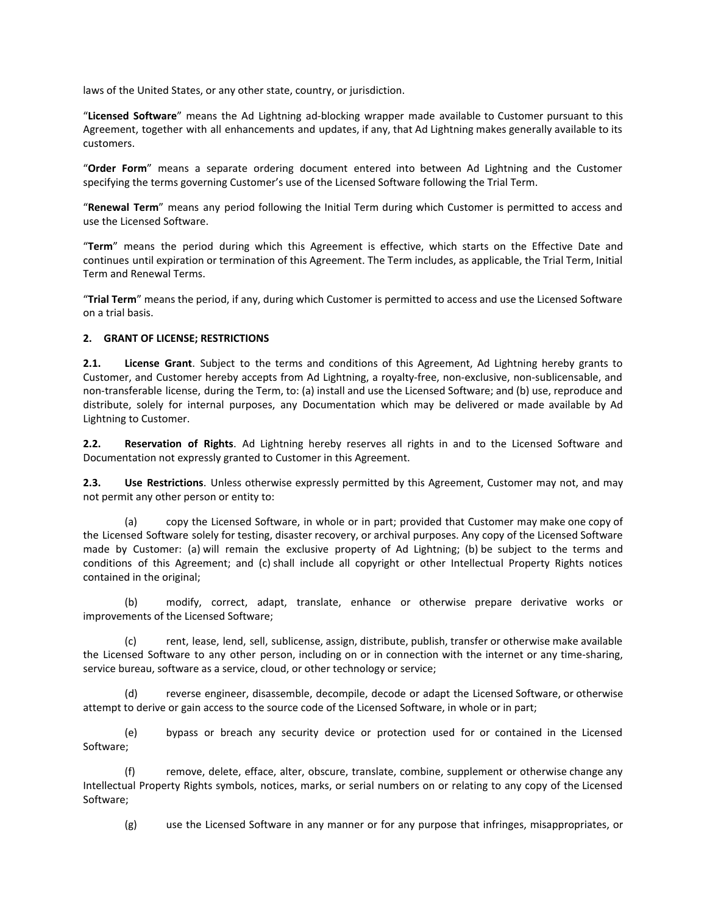laws of the United States, or any other state, country, or jurisdiction.

"**Licensed Software**" means the Ad Lightning ad-blocking wrapper made available to Customer pursuant to this Agreement, together with all enhancements and updates, if any, that Ad Lightning makes generally available to its customers.

"**Order Form**" means a separate ordering document entered into between Ad Lightning and the Customer specifying the terms governing Customer's use of the Licensed Software following the Trial Term.

"**Renewal Term**" means any period following the Initial Term during which Customer is permitted to access and use the Licensed Software.

"**Term**" means the period during which this Agreement is effective, which starts on the Effective Date and continues until expiration or termination of this Agreement. The Term includes, as applicable, the Trial Term, Initial Term and Renewal Terms.

"**Trial Term**" means the period, if any, during which Customer is permitted to access and use the Licensed Software on a trial basis.

**2. GRANT OF LICENSE; RESTRICTIONS**

**2.1. License Grant**. Subject to the terms and conditions of this Agreement, Ad Lightning hereby grants to Customer, and Customer hereby accepts from Ad Lightning, a royalty-free, non-exclusive, non-sublicensable, and non-transferable license, during the Term, to: (a) install and use the Licensed Software; and (b) use, reproduce and distribute, solely for internal purposes, any Documentation which may be delivered or made available by Ad Lightning to Customer.

**2.2. Reservation of Rights**. Ad Lightning hereby reserves all rights in and to the Licensed Software and Documentation not expressly granted to Customer in this Agreement.

**2.3. Use Restrictions**. Unless otherwise expressly permitted by this Agreement, Customer may not, and may not permit any other person or entity to:

(a) copy the Licensed Software, in whole or in part; provided that Customer may make one copy of the Licensed Software solely for testing, disaster recovery, or archival purposes. Any copy of the Licensed Software made by Customer: (a) will remain the exclusive property of Ad Lightning; (b) be subject to the terms and conditions of this Agreement; and (c) shall include all copyright or other Intellectual Property Rights notices contained in the original;

(b) modify, correct, adapt, translate, enhance or otherwise prepare derivative works or improvements of the Licensed Software;

(c) rent, lease, lend, sell, sublicense, assign, distribute, publish, transfer or otherwise make available the Licensed Software to any other person, including on or in connection with the internet or any time-sharing, service bureau, software as a service, cloud, or other technology or service;

(d) reverse engineer, disassemble, decompile, decode or adapt the Licensed Software, or otherwise attempt to derive or gain access to the source code of the Licensed Software, in whole or in part;

(e) bypass or breach any security device or protection used for or contained in the Licensed Software;

(f) remove, delete, efface, alter, obscure, translate, combine, supplement or otherwise change any Intellectual Property Rights symbols, notices, marks, or serial numbers on or relating to any copy of the Licensed Software;

(g) use the Licensed Software in any manner or for any purpose that infringes, misappropriates, or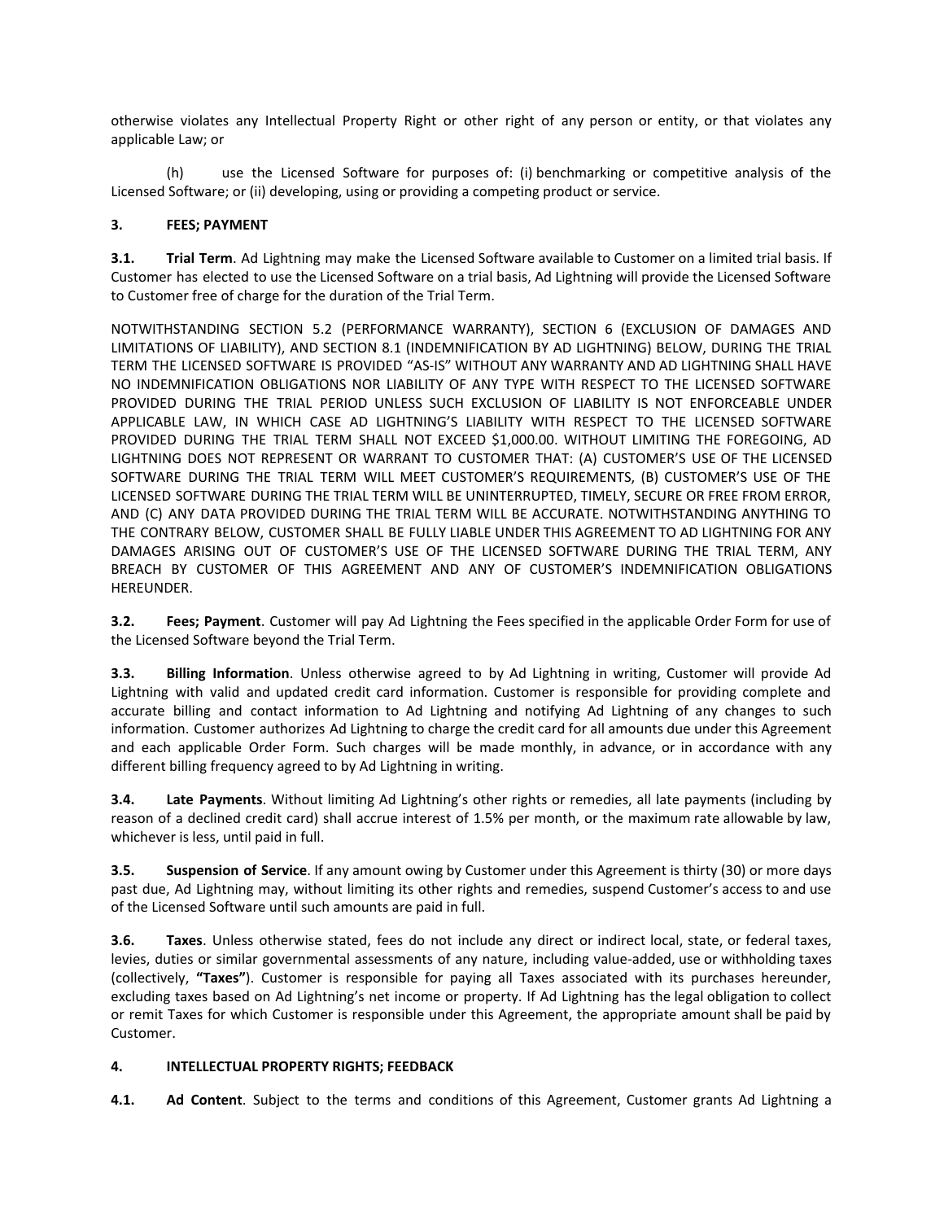otherwise violates any Intellectual Property Right or other right of any person or entity, or that violates any applicable Law; or

(h) use the Licensed Software for purposes of: (i) benchmarking or competitive analysis of the Licensed Software; or (ii) developing, using or providing a competing product or service.

**3. FEES; PAYMENT**

**3.1. Trial Term**. Ad Lightning may make the Licensed Software available to Customer on a limited trial basis. If Customer has elected to use the Licensed Software on a trial basis, Ad Lightning will provide the Licensed Software to Customer free of charge for the duration of the Trial Term.

NOTWITHSTANDING SECTION 5.2 (PERFORMANCE WARRANTY), SECTION 6 (EXCLUSION OF DAMAGES AND LIMITATIONS OF LIABILITY), AND SECTION 8.1 (INDEMNIFICATION BY AD LIGHTNING) BELOW, DURING THE TRIAL TERM THE LICENSED SOFTWARE IS PROVIDED "AS-IS" WITHOUT ANY WARRANTY AND AD LIGHTNING SHALL HAVE NO INDEMNIFICATION OBLIGATIONS NOR LIABILITY OF ANY TYPE WITH RESPECT TO THE LICENSED SOFTWARE PROVIDED DURING THE TRIAL PERIOD UNLESS SUCH EXCLUSION OF LIABILITY IS NOT ENFORCEABLE UNDER APPLICABLE LAW, IN WHICH CASE AD LIGHTNING'S LIABILITY WITH RESPECT TO THE LICENSED SOFTWARE PROVIDED DURING THE TRIAL TERM SHALL NOT EXCEED $1,000.00. WITHOUT LIMITING THE FOREGOING, AD LIGHTNING DOES NOT REPRESENT OR WARRANT TO CUSTOMER THAT: (A) CUSTOMER'S USE OF THE LICENSED SOFTWARE DURING THE TRIAL TERM WILL MEET CUSTOMER'S REQUIREMENTS, (B) CUSTOMER'S USE OF THE LICENSED SOFTWARE DURING THE TRIAL TERM WILL BE UNINTERRUPTED, TIMELY, SECURE OR FREE FROM ERROR, AND (C) ANY DATA PROVIDED DURING THE TRIAL TERM WILL BE ACCURATE. NOTWITHSTANDING ANYTHING TO THE CONTRARY BELOW, CUSTOMER SHALL BE FULLY LIABLE UNDER THIS AGREEMENT TO AD LIGHTNING FOR ANY DAMAGES ARISING OUT OF CUSTOMER'S USE OF THE LICENSED SOFTWARE DURING THE TRIAL TERM, ANY BREACH BY CUSTOMER OF THIS AGREEMENT AND ANY OF CUSTOMER'S INDEMNIFICATION OBLIGATIONS HEREUNDER.

**3.2. Fees; Payment**. Customer will pay Ad Lightning the Fees specified in the applicable Order Form for use of the Licensed Software beyond the Trial Term.

**3.3. Billing Information**. Unless otherwise agreed to by Ad Lightning in writing, Customer will provide Ad Lightning with valid and updated credit card information. Customer is responsible for providing complete and accurate billing and contact information to Ad Lightning and notifying Ad Lightning of any changes to such information. Customer authorizes Ad Lightning to charge the credit card for all amounts due under this Agreement and each applicable Order Form. Such charges will be made monthly, in advance, or in accordance with any different billing frequency agreed to by Ad Lightning in writing.

**3.4. Late Payments**. Without limiting Ad Lightning's other rights or remedies, all late payments (including by reason of a declined credit card) shall accrue interest of 1.5% per month, or the maximum rate allowable by law, whichever is less, until paid in full.

**3.5. Suspension of Service**. If any amount owing by Customer under this Agreement is thirty (30) or more days past due, Ad Lightning may, without limiting its other rights and remedies, suspend Customer's access to and use of the Licensed Software until such amounts are paid in full.

**3.6. Taxes**. Unless otherwise stated, fees do not include any direct or indirect local, state, or federal taxes, levies, duties or similar governmental assessments of any nature, including value-added, use or withholding taxes (collectively, **"Taxes"**). Customer is responsible for paying all Taxes associated with its purchases hereunder, excluding taxes based on Ad Lightning's net income or property. If Ad Lightning has the legal obligation to collect or remit Taxes for which Customer is responsible under this Agreement, the appropriate amount shall be paid by Customer.

**4. INTELLECTUAL PROPERTY RIGHTS; FEEDBACK**

**4.1. Ad Content**. Subject to the terms and conditions of this Agreement, Customer grants Ad Lightning a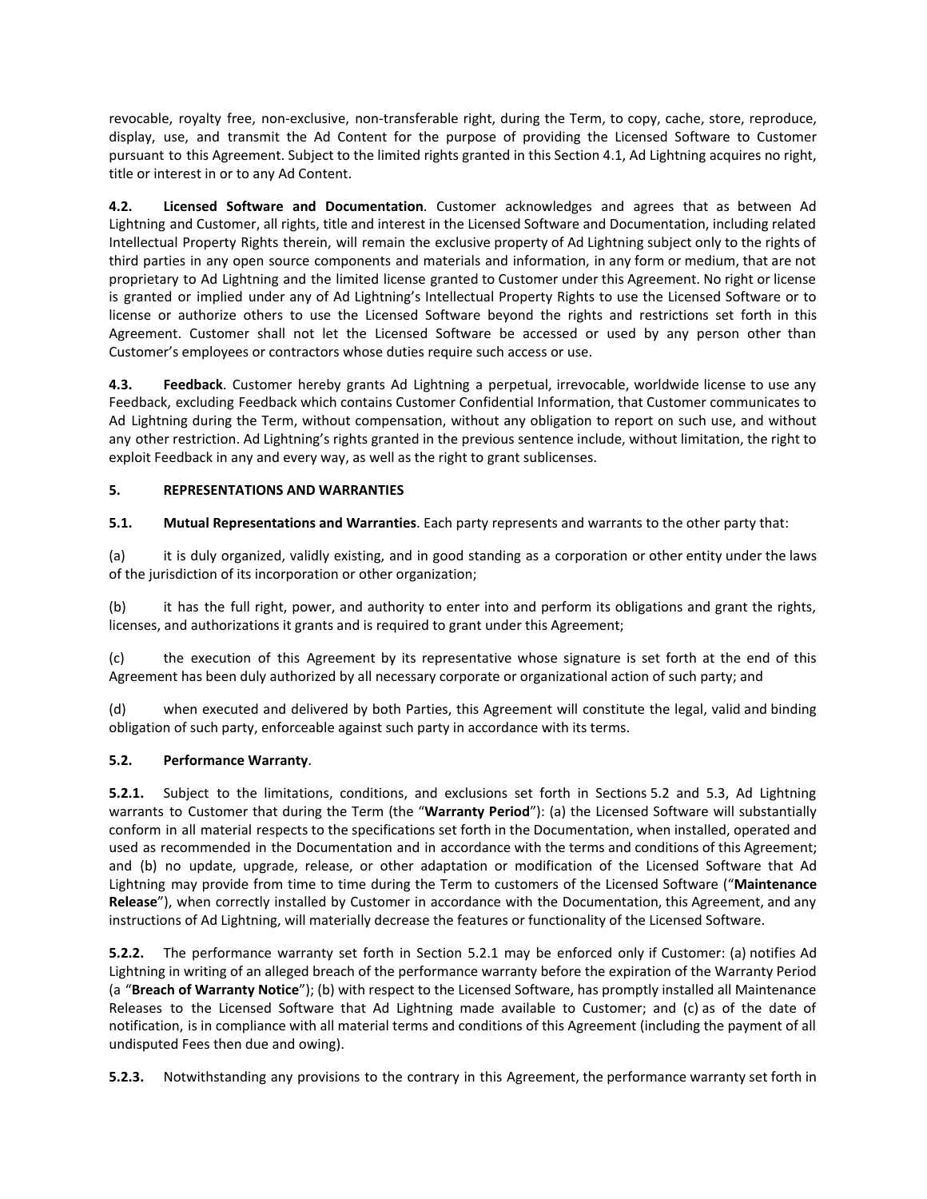revocable, royalty free, non-exclusive, non-transferable right, during the Term, to copy, cache, store, reproduce, display, use, and transmit the Ad Content for the purpose of providing the Licensed Software to Customer pursuant to this Agreement. Subject to the limited rights granted in this Section 4.1, Ad Lightning acquires no right, title or interest in or to any Ad Content.

**4.2. Licensed Software and Documentation**. Customer acknowledges and agrees that as between Ad Lightning and Customer, all rights, title and interest in the Licensed Software and Documentation, including related Intellectual Property Rights therein, will remain the exclusive property of Ad Lightning subject only to the rights of third parties in any open source components and materials and information, in any form or medium, that are not proprietary to Ad Lightning and the limited license granted to Customer under this Agreement. No right or license is granted or implied under any of Ad Lightning's Intellectual Property Rights to use the Licensed Software or to license or authorize others to use the Licensed Software beyond the rights and restrictions set forth in this Agreement. Customer shall not let the Licensed Software be accessed or used by any person other than Customer's employees or contractors whose duties require such access or use.

**4.3. Feedback**. Customer hereby grants Ad Lightning a perpetual, irrevocable, worldwide license to use any Feedback, excluding Feedback which contains Customer Confidential Information, that Customer communicates to Ad Lightning during the Term, without compensation, without any obligation to report on such use, and without any other restriction. Ad Lightning's rights granted in the previous sentence include, without limitation, the right to exploit Feedback in any and every way, as well as the right to grant sublicenses.

**5. REPRESENTATIONS AND WARRANTIES**

**5.1. Mutual Representations and Warranties**. Each party represents and warrants to the other party that:

(a) it is duly organized, validly existing, and in good standing as a corporation or other entity under the laws of the jurisdiction of its incorporation or other organization;

(b) it has the full right, power, and authority to enter into and perform its obligations and grant the rights, licenses, and authorizations it grants and is required to grant under this Agreement;

(c) the execution of this Agreement by its representative whose signature is set forth at the end of this Agreement has been duly authorized by all necessary corporate or organizational action of such party; and

(d) when executed and delivered by both Parties, this Agreement will constitute the legal, valid and binding obligation of such party, enforceable against such party in accordance with its terms.

**5.2. Performance Warranty**.

**5.2.1.** Subject to the limitations, conditions, and exclusions set forth in Sections 5.2 and 5.3, Ad Lightning warrants to Customer that during the Term (the "**Warranty Period**"): (a) the Licensed Software will substantially conform in all material respects to the specifications set forth in the Documentation, when installed, operated and used as recommended in the Documentation and in accordance with the terms and conditions of this Agreement; and (b) no update, upgrade, release, or other adaptation or modification of the Licensed Software that Ad Lightning may provide from time to time during the Term to customers of the Licensed Software ("**Maintenance Release**"), when correctly installed by Customer in accordance with the Documentation, this Agreement, and any instructions of Ad Lightning, will materially decrease the features or functionality of the Licensed Software.

**5.2.2.** The performance warranty set forth in Section 5.2.1 may be enforced only if Customer: (a) notifies Ad Lightning in writing of an alleged breach of the performance warranty before the expiration of the Warranty Period (a "**Breach of Warranty Notice**"); (b) with respect to the Licensed Software, has promptly installed all Maintenance Releases to the Licensed Software that Ad Lightning made available to Customer; and (c) as of the date of notification, is in compliance with all material terms and conditions of this Agreement (including the payment of all undisputed Fees then due and owing).

**5.2.3.** Notwithstanding any provisions to the contrary in this Agreement, the performance warranty set forth in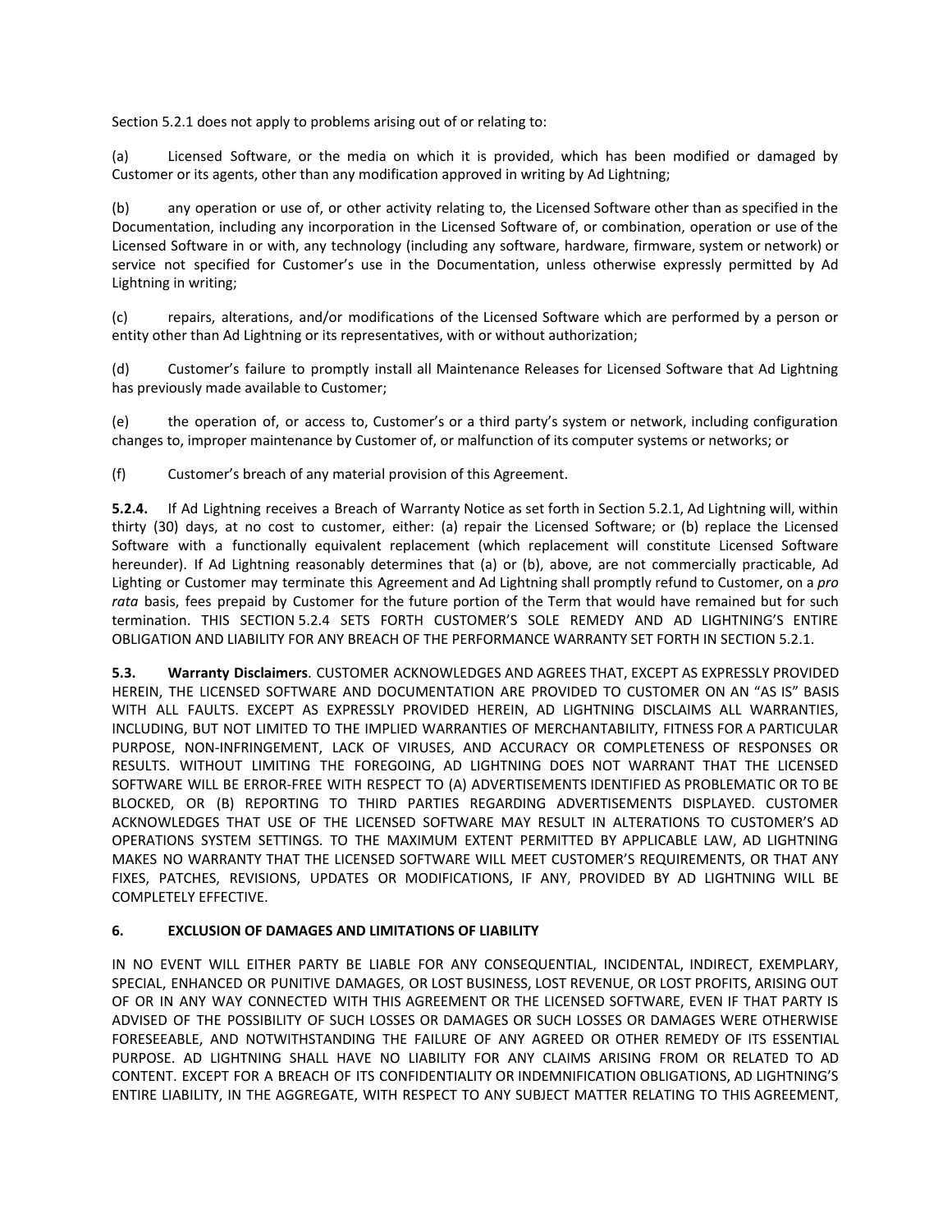Section 5.2.1 does not apply to problems arising out of or relating to:

(a) Licensed Software, or the media on which it is provided, which has been modified or damaged by Customer or its agents, other than any modification approved in writing by Ad Lightning;

(b) any operation or use of, or other activity relating to, the Licensed Software other than as specified in the Documentation, including any incorporation in the Licensed Software of, or combination, operation or use of the Licensed Software in or with, any technology (including any software, hardware, firmware, system or network) or service not specified for Customer's use in the Documentation, unless otherwise expressly permitted by Ad Lightning in writing;

(c) repairs, alterations, and/or modifications of the Licensed Software which are performed by a person or entity other than Ad Lightning or its representatives, with or without authorization;

(d) Customer's failure to promptly install all Maintenance Releases for Licensed Software that Ad Lightning has previously made available to Customer;

(e) the operation of, or access to, Customer's or a third party's system or network, including configuration changes to, improper maintenance by Customer of, or malfunction of its computer systems or networks; or

(f) Customer's breach of any material provision of this Agreement.

**5.2.4.** If Ad Lightning receives a Breach of Warranty Notice as set forth in Section 5.2.1, Ad Lightning will, within thirty (30) days, at no cost to customer, either: (a) repair the Licensed Software; or (b) replace the Licensed Software with a functionally equivalent replacement (which replacement will constitute Licensed Software hereunder). If Ad Lightning reasonably determines that (a) or (b), above, are not commercially practicable, Ad Lighting or Customer may terminate this Agreement and Ad Lightning shall promptly refund to Customer, on a *pro rata* basis, fees prepaid by Customer for the future portion of the Term that would have remained but for such termination. THIS SECTION 5.2.4 SETS FORTH CUSTOMER'S SOLE REMEDY AND AD LIGHTNING'S ENTIRE OBLIGATION AND LIABILITY FOR ANY BREACH OF THE PERFORMANCE WARRANTY SET FORTH IN SECTION 5.2.1.

**5.3. Warranty Disclaimers**. CUSTOMER ACKNOWLEDGES AND AGREES THAT, EXCEPT AS EXPRESSLY PROVIDED HEREIN, THE LICENSED SOFTWARE AND DOCUMENTATION ARE PROVIDED TO CUSTOMER ON AN "AS IS" BASIS WITH ALL FAULTS. EXCEPT AS EXPRESSLY PROVIDED HEREIN, AD LIGHTNING DISCLAIMS ALL WARRANTIES, INCLUDING, BUT NOT LIMITED TO THE IMPLIED WARRANTIES OF MERCHANTABILITY, FITNESS FOR A PARTICULAR PURPOSE, NON-INFRINGEMENT, LACK OF VIRUSES, AND ACCURACY OR COMPLETENESS OF RESPONSES OR RESULTS. WITHOUT LIMITING THE FOREGOING, AD LIGHTNING DOES NOT WARRANT THAT THE LICENSED SOFTWARE WILL BE ERROR-FREE WITH RESPECT TO (A) ADVERTISEMENTS IDENTIFIED AS PROBLEMATIC OR TO BE BLOCKED, OR (B) REPORTING TO THIRD PARTIES REGARDING ADVERTISEMENTS DISPLAYED. CUSTOMER ACKNOWLEDGES THAT USE OF THE LICENSED SOFTWARE MAY RESULT IN ALTERATIONS TO CUSTOMER'S AD OPERATIONS SYSTEM SETTINGS. TO THE MAXIMUM EXTENT PERMITTED BY APPLICABLE LAW, AD LIGHTNING MAKES NO WARRANTY THAT THE LICENSED SOFTWARE WILL MEET CUSTOMER'S REQUIREMENTS, OR THAT ANY FIXES, PATCHES, REVISIONS, UPDATES OR MODIFICATIONS, IF ANY, PROVIDED BY AD LIGHTNING WILL BE COMPLETELY EFFECTIVE.

## 6. EXCLUSION OF DAMAGES AND LIMITATIONS OF LIABILITY

IN NO EVENT WILL EITHER PARTY BE LIABLE FOR ANY CONSEQUENTIAL, INCIDENTAL, INDIRECT, EXEMPLARY, SPECIAL, ENHANCED OR PUNITIVE DAMAGES, OR LOST BUSINESS, LOST REVENUE, OR LOST PROFITS, ARISING OUT OF OR IN ANY WAY CONNECTED WITH THIS AGREEMENT OR THE LICENSED SOFTWARE, EVEN IF THAT PARTY IS ADVISED OF THE POSSIBILITY OF SUCH LOSSES OR DAMAGES OR SUCH LOSSES OR DAMAGES WERE OTHERWISE FORESEEABLE, AND NOTWITHSTANDING THE FAILURE OF ANY AGREED OR OTHER REMEDY OF ITS ESSENTIAL PURPOSE. AD LIGHTNING SHALL HAVE NO LIABILITY FOR ANY CLAIMS ARISING FROM OR RELATED TO AD CONTENT. EXCEPT FOR A BREACH OF ITS CONFIDENTIALITY OR INDEMNIFICATION OBLIGATIONS, AD LIGHTNING'S ENTIRE LIABILITY, IN THE AGGREGATE, WITH RESPECT TO ANY SUBJECT MATTER RELATING TO THIS AGREEMENT,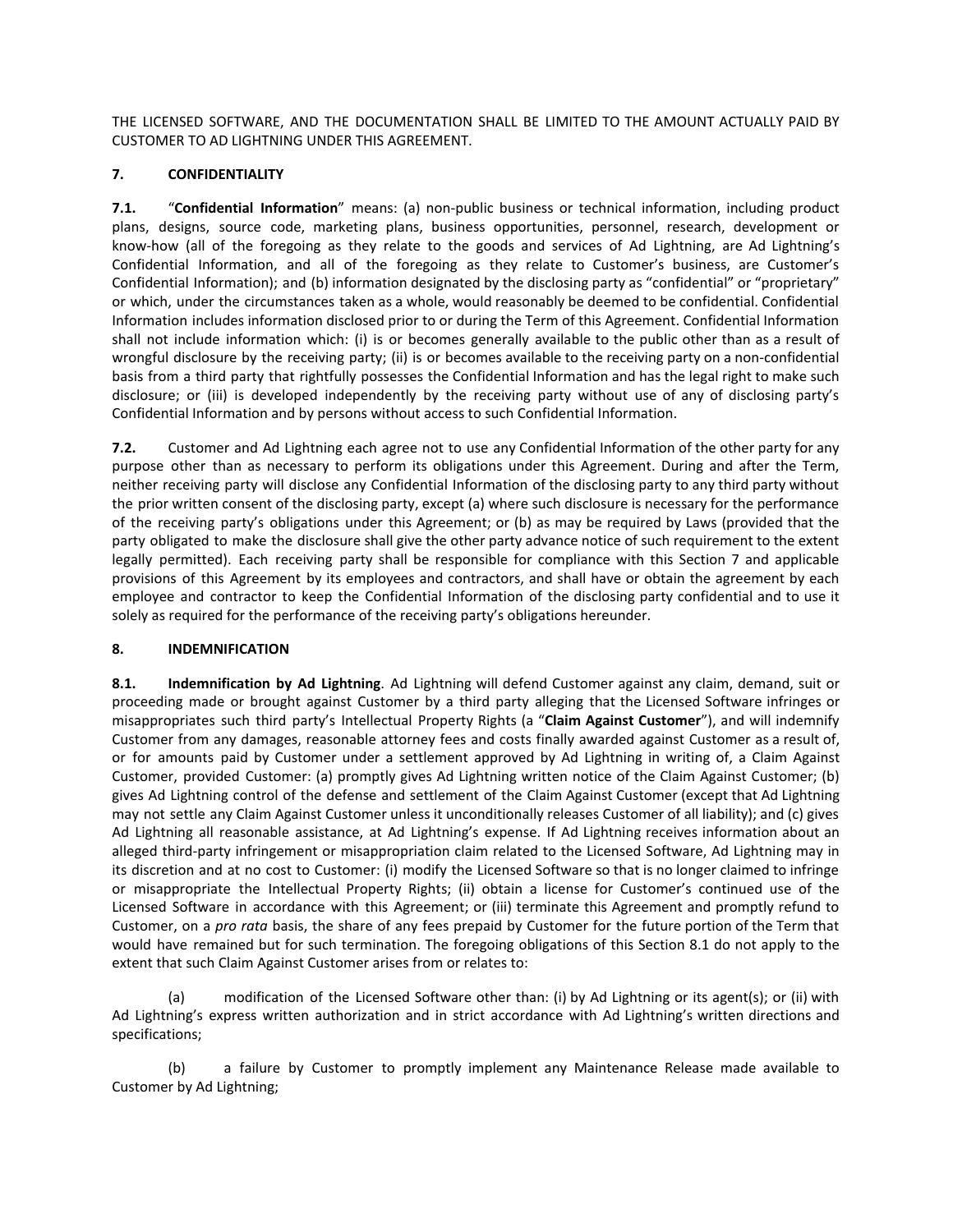THE LICENSED SOFTWARE, AND THE DOCUMENTATION SHALL BE LIMITED TO THE AMOUNT ACTUALLY PAID BY CUSTOMER TO AD LIGHTNING UNDER THIS AGREEMENT.

## 7. CONFIDENTIALITY

**7.1.** "**Confidential Information**" means: (a) non-public business or technical information, including product plans, designs, source code, marketing plans, business opportunities, personnel, research, development or know-how (all of the foregoing as they relate to the goods and services of Ad Lightning, are Ad Lightning's Confidential Information, and all of the foregoing as they relate to Customer's business, are Customer's Confidential Information); and (b) information designated by the disclosing party as "confidential" or "proprietary" or which, under the circumstances taken as a whole, would reasonably be deemed to be confidential. Confidential Information includes information disclosed prior to or during the Term of this Agreement. Confidential Information shall not include information which: (i) is or becomes generally available to the public other than as a result of wrongful disclosure by the receiving party; (ii) is or becomes available to the receiving party on a non-confidential basis from a third party that rightfully possesses the Confidential Information and has the legal right to make such disclosure; or (iii) is developed independently by the receiving party without use of any of disclosing party's Confidential Information and by persons without access to such Confidential Information.

**7.2.** Customer and Ad Lightning each agree not to use any Confidential Information of the other party for any purpose other than as necessary to perform its obligations under this Agreement. During and after the Term, neither receiving party will disclose any Confidential Information of the disclosing party to any third party without the prior written consent of the disclosing party, except (a) where such disclosure is necessary for the performance of the receiving party's obligations under this Agreement; or (b) as may be required by Laws (provided that the party obligated to make the disclosure shall give the other party advance notice of such requirement to the extent legally permitted). Each receiving party shall be responsible for compliance with this Section 7 and applicable provisions of this Agreement by its employees and contractors, and shall have or obtain the agreement by each employee and contractor to keep the Confidential Information of the disclosing party confidential and to use it solely as required for the performance of the receiving party's obligations hereunder.

## 8. INDEMNIFICATION

**8.1. Indemnification by Ad Lightning**. Ad Lightning will defend Customer against any claim, demand, suit or proceeding made or brought against Customer by a third party alleging that the Licensed Software infringes or misappropriates such third party's Intellectual Property Rights (a "**Claim Against Customer**"), and will indemnify Customer from any damages, reasonable attorney fees and costs finally awarded against Customer as a result of, or for amounts paid by Customer under a settlement approved by Ad Lightning in writing of, a Claim Against Customer, provided Customer: (a) promptly gives Ad Lightning written notice of the Claim Against Customer; (b) gives Ad Lightning control of the defense and settlement of the Claim Against Customer (except that Ad Lightning may not settle any Claim Against Customer unless it unconditionally releases Customer of all liability); and (c) gives Ad Lightning all reasonable assistance, at Ad Lightning's expense. If Ad Lightning receives information about an alleged third-party infringement or misappropriation claim related to the Licensed Software, Ad Lightning may in its discretion and at no cost to Customer: (i) modify the Licensed Software so that is no longer claimed to infringe or misappropriate the Intellectual Property Rights; (ii) obtain a license for Customer's continued use of the Licensed Software in accordance with this Agreement; or (iii) terminate this Agreement and promptly refund to Customer, on a *pro rata* basis, the share of any fees prepaid by Customer for the future portion of the Term that would have remained but for such termination. The foregoing obligations of this Section 8.1 do not apply to the extent that such Claim Against Customer arises from or relates to:

(a) modification of the Licensed Software other than: (i) by Ad Lightning or its agent(s); or (ii) with Ad Lightning's express written authorization and in strict accordance with Ad Lightning's written directions and specifications;

(b) a failure by Customer to promptly implement any Maintenance Release made available to Customer by Ad Lightning;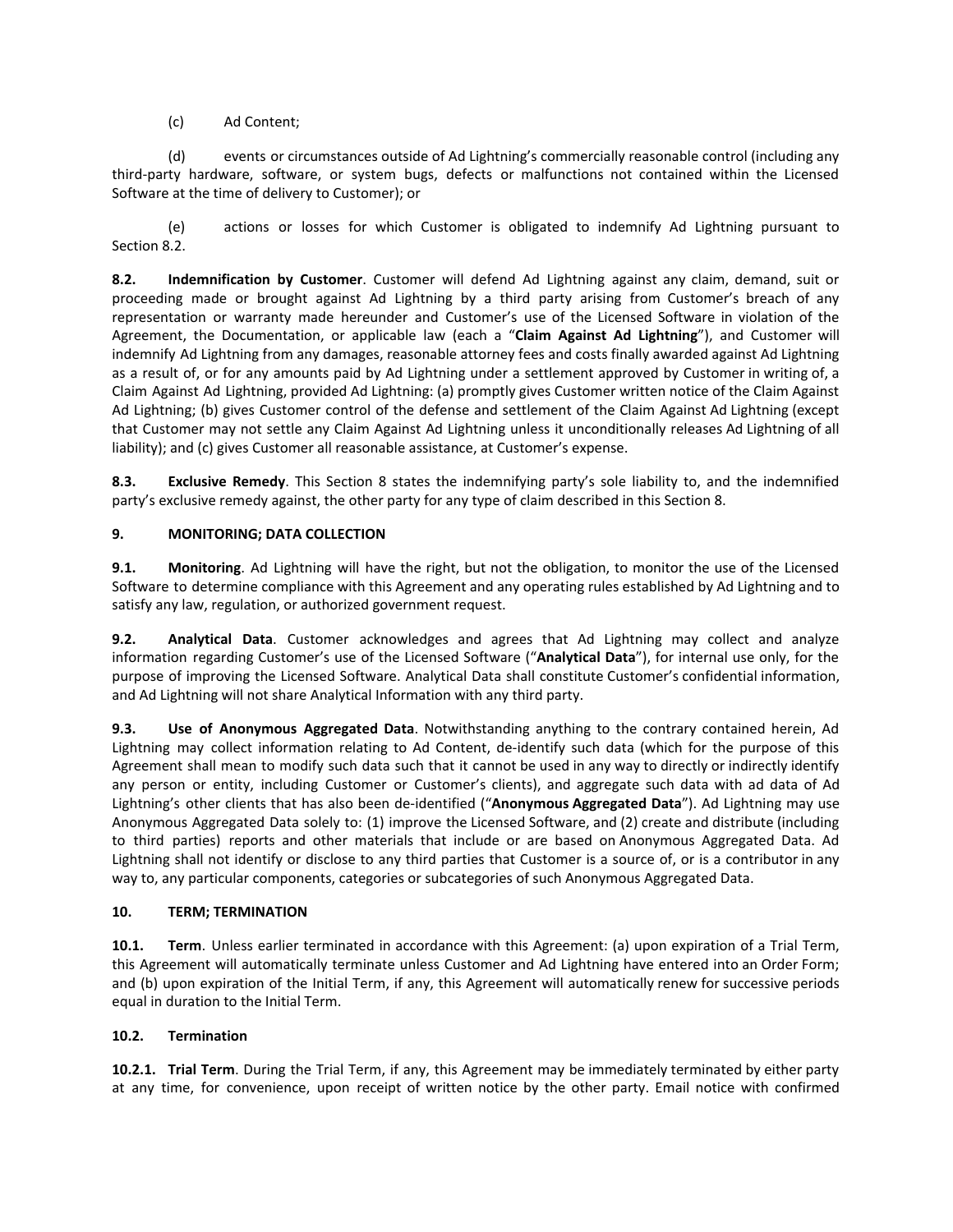(c) Ad Content;

(d) events or circumstances outside of Ad Lightning's commercially reasonable control (including any third-party hardware, software, or system bugs, defects or malfunctions not contained within the Licensed Software at the time of delivery to Customer); or

(e) actions or losses for which Customer is obligated to indemnify Ad Lightning pursuant to Section 8.2.

**8.2. Indemnification by Customer**. Customer will defend Ad Lightning against any claim, demand, suit or proceeding made or brought against Ad Lightning by a third party arising from Customer's breach of any representation or warranty made hereunder and Customer's use of the Licensed Software in violation of the Agreement, the Documentation, or applicable law (each a "**Claim Against Ad Lightning**"), and Customer will indemnify Ad Lightning from any damages, reasonable attorney fees and costs finally awarded against Ad Lightning as a result of, or for any amounts paid by Ad Lightning under a settlement approved by Customer in writing of, a Claim Against Ad Lightning, provided Ad Lightning: (a) promptly gives Customer written notice of the Claim Against Ad Lightning; (b) gives Customer control of the defense and settlement of the Claim Against Ad Lightning (except that Customer may not settle any Claim Against Ad Lightning unless it unconditionally releases Ad Lightning of all liability); and (c) gives Customer all reasonable assistance, at Customer's expense.

**8.3. Exclusive Remedy**. This Section 8 states the indemnifying party's sole liability to, and the indemnified party's exclusive remedy against, the other party for any type of claim described in this Section 8.

**9. MONITORING; DATA COLLECTION**

**9.1. Monitoring**. Ad Lightning will have the right, but not the obligation, to monitor the use of the Licensed Software to determine compliance with this Agreement and any operating rules established by Ad Lightning and to satisfy any law, regulation, or authorized government request.

**9.2. Analytical Data**. Customer acknowledges and agrees that Ad Lightning may collect and analyze information regarding Customer's use of the Licensed Software ("**Analytical Data**"), for internal use only, for the purpose of improving the Licensed Software. Analytical Data shall constitute Customer's confidential information, and Ad Lightning will not share Analytical Information with any third party.

**9.3. Use of Anonymous Aggregated Data**. Notwithstanding anything to the contrary contained herein, Ad Lightning may collect information relating to Ad Content, de-identify such data (which for the purpose of this Agreement shall mean to modify such data such that it cannot be used in any way to directly or indirectly identify any person or entity, including Customer or Customer's clients), and aggregate such data with ad data of Ad Lightning's other clients that has also been de-identified ("**Anonymous Aggregated Data**"). Ad Lightning may use Anonymous Aggregated Data solely to: (1) improve the Licensed Software, and (2) create and distribute (including to third parties) reports and other materials that include or are based on Anonymous Aggregated Data. Ad Lightning shall not identify or disclose to any third parties that Customer is a source of, or is a contributor in any way to, any particular components, categories or subcategories of such Anonymous Aggregated Data.

**10. TERM; TERMINATION**

**10.1. Term**. Unless earlier terminated in accordance with this Agreement: (a) upon expiration of a Trial Term, this Agreement will automatically terminate unless Customer and Ad Lightning have entered into an Order Form; and (b) upon expiration of the Initial Term, if any, this Agreement will automatically renew for successive periods equal in duration to the Initial Term.

**10.2. Termination**

**10.2.1. Trial Term**. During the Trial Term, if any, this Agreement may be immediately terminated by either party at any time, for convenience, upon receipt of written notice by the other party. Email notice with confirmed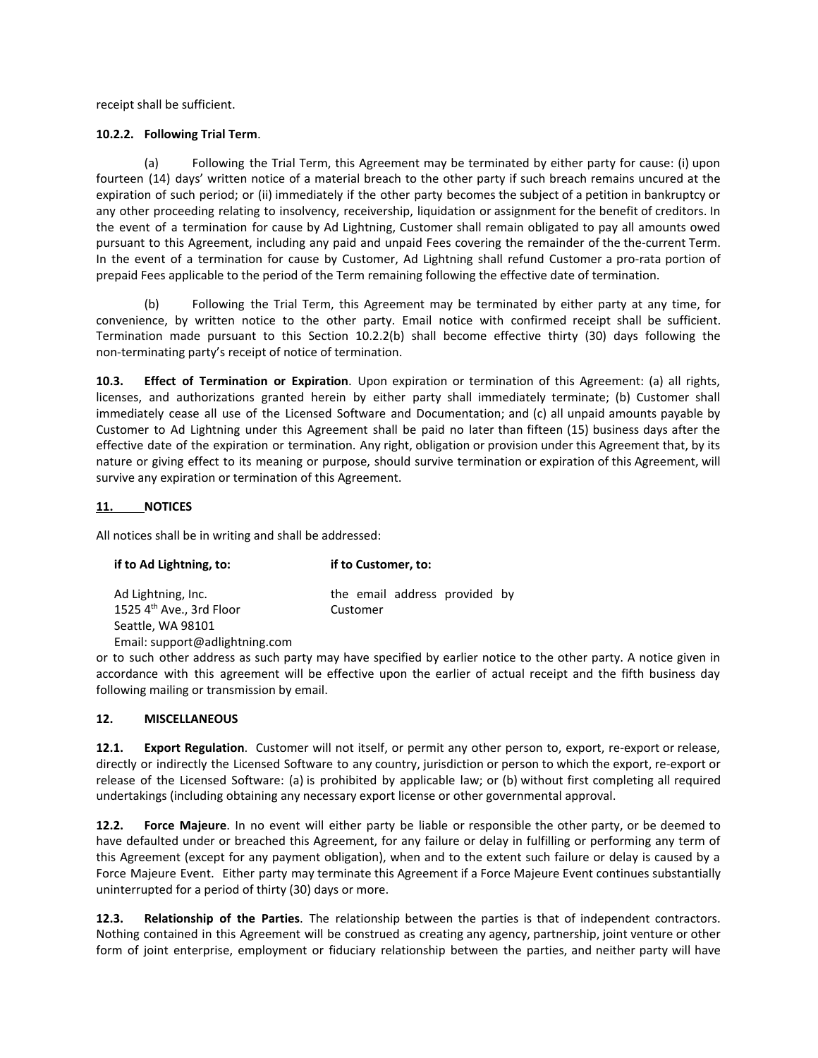receipt shall be sufficient.

**10.2.2. Following Trial Term**.

(a) Following the Trial Term, this Agreement may be terminated by either party for cause: (i) upon fourteen (14) days' written notice of a material breach to the other party if such breach remains uncured at the expiration of such period; or (ii) immediately if the other party becomes the subject of a petition in bankruptcy or any other proceeding relating to insolvency, receivership, liquidation or assignment for the benefit of creditors. In the event of a termination for cause by Ad Lightning, Customer shall remain obligated to pay all amounts owed pursuant to this Agreement, including any paid and unpaid Fees covering the remainder of the the-current Term. In the event of a termination for cause by Customer, Ad Lightning shall refund Customer a pro-rata portion of prepaid Fees applicable to the period of the Term remaining following the effective date of termination.

(b) Following the Trial Term, this Agreement may be terminated by either party at any time, for convenience, by written notice to the other party. Email notice with confirmed receipt shall be sufficient. Termination made pursuant to this Section 10.2.2(b) shall become effective thirty (30) days following the non-terminating party's receipt of notice of termination.

**10.3. Effect of Termination or Expiration**. Upon expiration or termination of this Agreement: (a) all rights, licenses, and authorizations granted herein by either party shall immediately terminate; (b) Customer shall immediately cease all use of the Licensed Software and Documentation; and (c) all unpaid amounts payable by Customer to Ad Lightning under this Agreement shall be paid no later than fifteen (15) business days after the effective date of the expiration or termination. Any right, obligation or provision under this Agreement that, by its nature or giving effect to its meaning or purpose, should survive termination or expiration of this Agreement, will survive any expiration or termination of this Agreement.

## 11. NOTICES

All notices shall be in writing and shall be addressed:

| **if to Ad Lightning, to:** | **if to Customer, to:** |
| --- | --- |
| Ad Lightning, Inc.<br>1525 4th Ave., 3rd Floor<br>Seattle, WA 98101<br>Email: support@adlightning.com | the email address provided by Customer |

or to such other address as such party may have specified by earlier notice to the other party. A notice given in accordance with this agreement will be effective upon the earlier of actual receipt and the fifth business day following mailing or transmission by email.

## 12. MISCELLANEOUS

**12.1. Export Regulation**. Customer will not itself, or permit any other person to, export, re-export or release, directly or indirectly the Licensed Software to any country, jurisdiction or person to which the export, re-export or release of the Licensed Software: (a) is prohibited by applicable law; or (b) without first completing all required undertakings (including obtaining any necessary export license or other governmental approval.

**12.2. Force Majeure**. In no event will either party be liable or responsible the other party, or be deemed to have defaulted under or breached this Agreement, for any failure or delay in fulfilling or performing any term of this Agreement (except for any payment obligation), when and to the extent such failure or delay is caused by a Force Majeure Event. Either party may terminate this Agreement if a Force Majeure Event continues substantially uninterrupted for a period of thirty (30) days or more.

**12.3. Relationship of the Parties**. The relationship between the parties is that of independent contractors. Nothing contained in this Agreement will be construed as creating any agency, partnership, joint venture or other form of joint enterprise, employment or fiduciary relationship between the parties, and neither party will have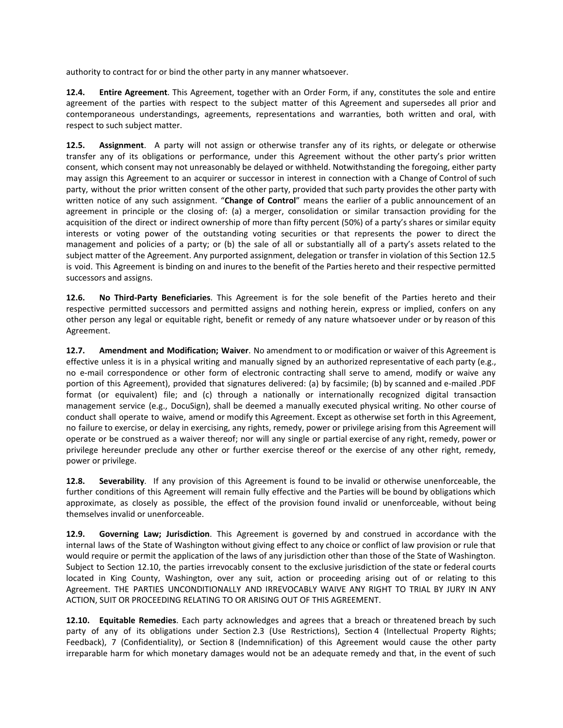authority to contract for or bind the other party in any manner whatsoever.

**12.4. Entire Agreement**. This Agreement, together with an Order Form, if any, constitutes the sole and entire agreement of the parties with respect to the subject matter of this Agreement and supersedes all prior and contemporaneous understandings, agreements, representations and warranties, both written and oral, with respect to such subject matter.

**12.5. Assignment**. A party will not assign or otherwise transfer any of its rights, or delegate or otherwise transfer any of its obligations or performance, under this Agreement without the other party's prior written consent, which consent may not unreasonably be delayed or withheld. Notwithstanding the foregoing, either party may assign this Agreement to an acquirer or successor in interest in connection with a Change of Control of such party, without the prior written consent of the other party, provided that such party provides the other party with written notice of any such assignment. "**Change of Control**" means the earlier of a public announcement of an agreement in principle or the closing of: (a) a merger, consolidation or similar transaction providing for the acquisition of the direct or indirect ownership of more than fifty percent (50%) of a party's shares or similar equity interests or voting power of the outstanding voting securities or that represents the power to direct the management and policies of a party; or (b) the sale of all or substantially all of a party's assets related to the subject matter of the Agreement. Any purported assignment, delegation or transfer in violation of this Section 12.5 is void. This Agreement is binding on and inures to the benefit of the Parties hereto and their respective permitted successors and assigns.

**12.6. No Third-Party Beneficiaries**. This Agreement is for the sole benefit of the Parties hereto and their respective permitted successors and permitted assigns and nothing herein, express or implied, confers on any other person any legal or equitable right, benefit or remedy of any nature whatsoever under or by reason of this Agreement.

**12.7. Amendment and Modification; Waiver**. No amendment to or modification or waiver of this Agreement is effective unless it is in a physical writing and manually signed by an authorized representative of each party (e.g., no e-mail correspondence or other form of electronic contracting shall serve to amend, modify or waive any portion of this Agreement), provided that signatures delivered: (a) by facsimile; (b) by scanned and e-mailed .PDF format (or equivalent) file; and (c) through a nationally or internationally recognized digital transaction management service (e.g., DocuSign), shall be deemed a manually executed physical writing. No other course of conduct shall operate to waive, amend or modify this Agreement. Except as otherwise set forth in this Agreement, no failure to exercise, or delay in exercising, any rights, remedy, power or privilege arising from this Agreement will operate or be construed as a waiver thereof; nor will any single or partial exercise of any right, remedy, power or privilege hereunder preclude any other or further exercise thereof or the exercise of any other right, remedy, power or privilege.

**12.8. Severability**. If any provision of this Agreement is found to be invalid or otherwise unenforceable, the further conditions of this Agreement will remain fully effective and the Parties will be bound by obligations which approximate, as closely as possible, the effect of the provision found invalid or unenforceable, without being themselves invalid or unenforceable.

**12.9. Governing Law; Jurisdiction**. This Agreement is governed by and construed in accordance with the internal laws of the State of Washington without giving effect to any choice or conflict of law provision or rule that would require or permit the application of the laws of any jurisdiction other than those of the State of Washington. Subject to Section 12.10, the parties irrevocably consent to the exclusive jurisdiction of the state or federal courts located in King County, Washington, over any suit, action or proceeding arising out of or relating to this Agreement. THE PARTIES UNCONDITIONALLY AND IRREVOCABLY WAIVE ANY RIGHT TO TRIAL BY JURY IN ANY ACTION, SUIT OR PROCEEDING RELATING TO OR ARISING OUT OF THIS AGREEMENT.

**12.10. Equitable Remedies**. Each party acknowledges and agrees that a breach or threatened breach by such party of any of its obligations under Section 2.3 (Use Restrictions), Section 4 (Intellectual Property Rights; Feedback), 7 (Confidentiality), or Section 8 (Indemnification) of this Agreement would cause the other party irreparable harm for which monetary damages would not be an adequate remedy and that, in the event of such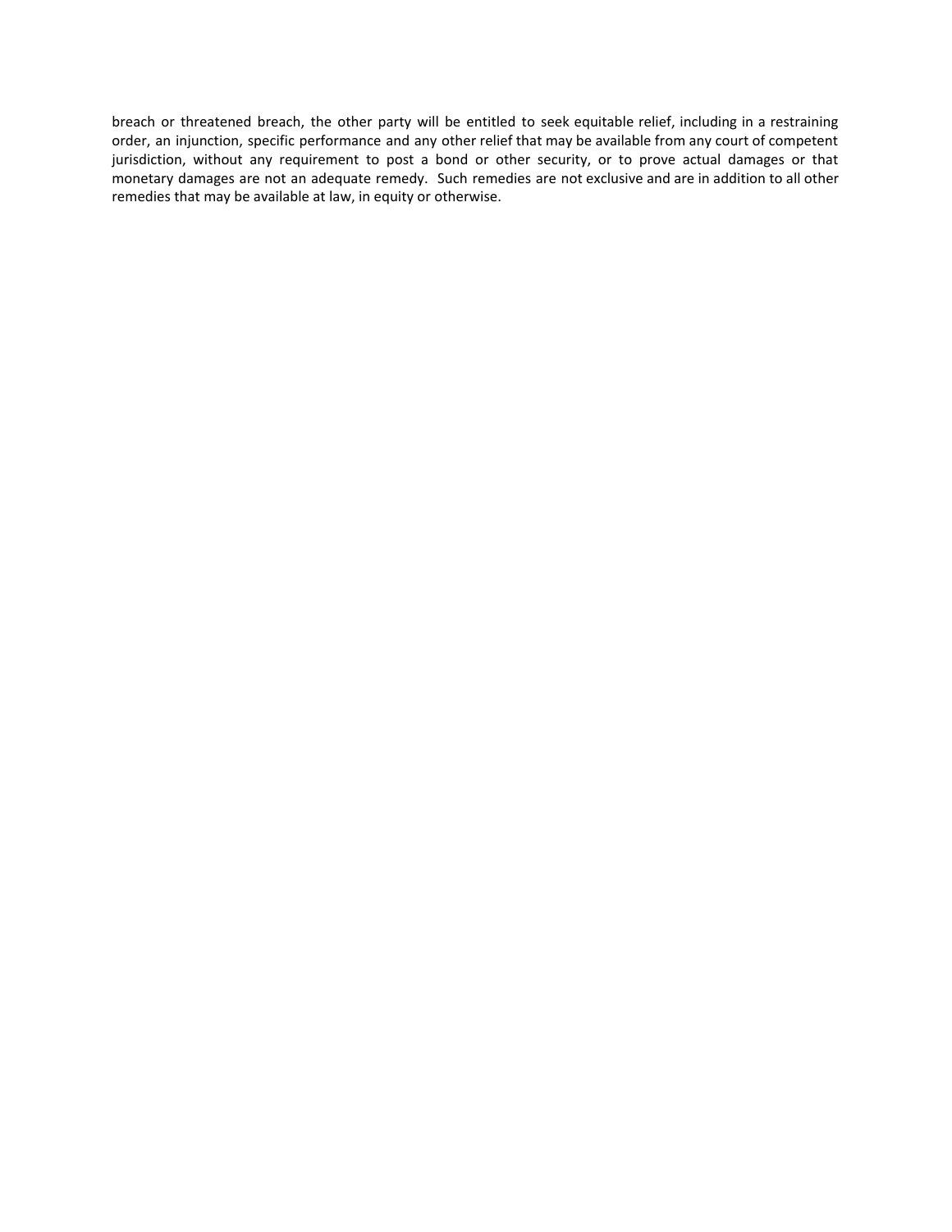breach or threatened breach, the other party will be entitled to seek equitable relief, including in a restraining order, an injunction, specific performance and any other relief that may be available from any court of competent jurisdiction, without any requirement to post a bond or other security, or to prove actual damages or that monetary damages are not an adequate remedy. Such remedies are not exclusive and are in addition to all other remedies that may be available at law, in equity or otherwise.